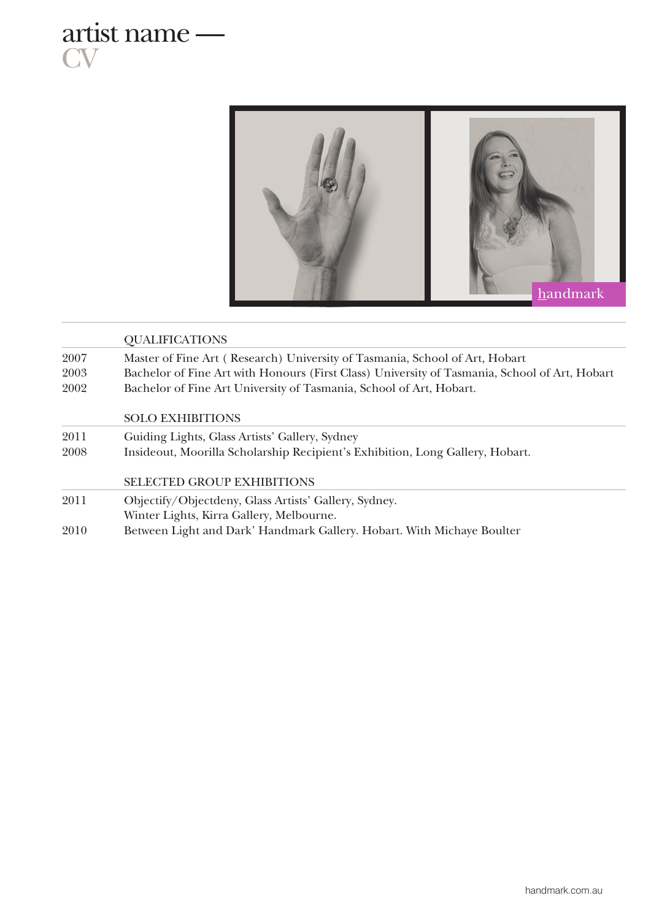# artist name — CV

## QUALIFICATIONS

| | |
|---|---|
| 2007 | Master of Fine Art ( Research) University of Tasmania, School of Art, Hobart |
| 2003 | Bachelor of Fine Art with Honours (First Class) University of Tasmania, School of Art, Hobart |
| 2002 | Bachelor of Fine Art University of Tasmania, School of Art, Hobart. |

## SOLO EXHIBITIONS

| | |
|---|---|
| 2011 | Guiding Lights, Glass Artists' Gallery, Sydney |
| 2008 | Insideout, Moorilla Scholarship Recipient's Exhibition, Long Gallery, Hobart. |

## SELECTED GROUP EXHIBITIONS

| | |
|---|---|
| 2011 | Objectify/Objectdeny, Glass Artists' Gallery, Sydney. |
| | Winter Lights, Kirra Gallery, Melbourne. |
| 2010 | Between Light and Dark' Handmark Gallery. Hobart. With Michaye Boulter |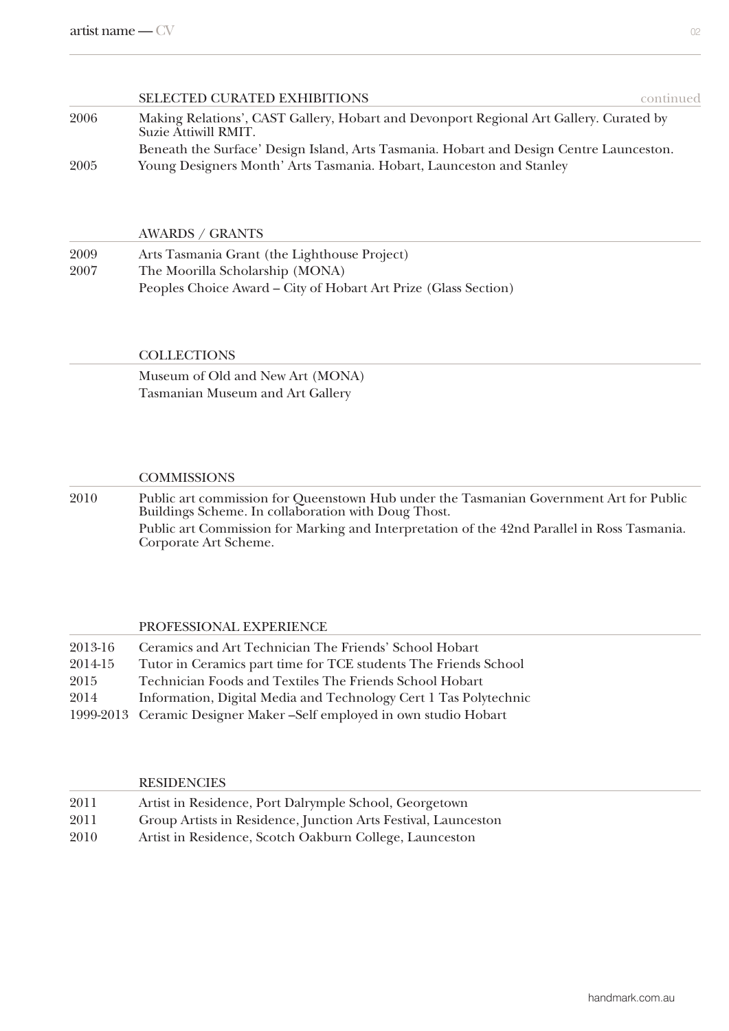## SELECTED CURATED EXHIBITIONS continued

| | |
|---|---|
| 2006 | Making Relations', CAST Gallery, Hobart and Devonport Regional Art Gallery. Curated by Suzie Attiwill RMIT. |
| | Beneath the Surface' Design Island, Arts Tasmania. Hobart and Design Centre Launceston. |
| 2005 | Young Designers Month' Arts Tasmania. Hobart, Launceston and Stanley |

## AWARDS / GRANTS

| | |
|---|---|
| 2009 | Arts Tasmania Grant (the Lighthouse Project) |
| 2007 | The Moorilla Scholarship (MONA) |
| | Peoples Choice Award – City of Hobart Art Prize (Glass Section) |

## COLLECTIONS

Museum of Old and New Art (MONA)
Tasmanian Museum and Art Gallery

## COMMISSIONS

| | |
|---|---|
| 2010 | Public art commission for Queenstown Hub under the Tasmanian Government Art for Public Buildings Scheme. In collaboration with Doug Thost. |
| | Public art Commission for Marking and Interpretation of the 42nd Parallel in Ross Tasmania. Corporate Art Scheme. |

## PROFESSIONAL EXPERIENCE

| | |
|---|---|
| 2013-16 | Ceramics and Art Technician The Friends' School Hobart |
| 2014-15 | Tutor in Ceramics part time for TCE students The Friends School |
| 2015 | Technician Foods and Textiles The Friends School Hobart |
| 2014 | Information, Digital Media and Technology Cert 1 Tas Polytechnic |
| 1999-2013 | Ceramic Designer Maker –Self employed in own studio Hobart |

## RESIDENCIES

| | |
|---|---|
| 2011 | Artist in Residence, Port Dalrymple School, Georgetown |
| 2011 | Group Artists in Residence, Junction Arts Festival, Launceston |
| 2010 | Artist in Residence, Scotch Oakburn College, Launceston |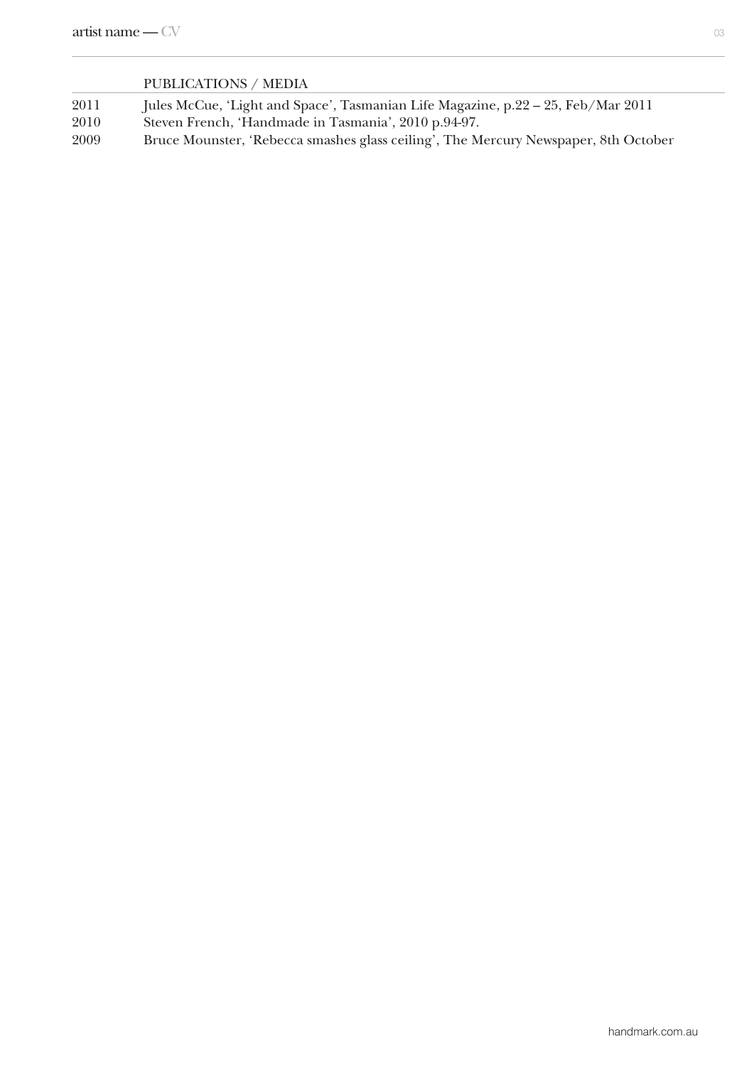## PUBLICATIONS / MEDIA

| | |
|---|---|
| 2011 | Jules McCue, 'Light and Space', Tasmanian Life Magazine, p.22 – 25, Feb/Mar 2011 |
| 2010 | Steven French, 'Handmade in Tasmania', 2010 p.94-97. |
| 2009 | Bruce Mounster, 'Rebecca smashes glass ceiling', The Mercury Newspaper, 8th October |